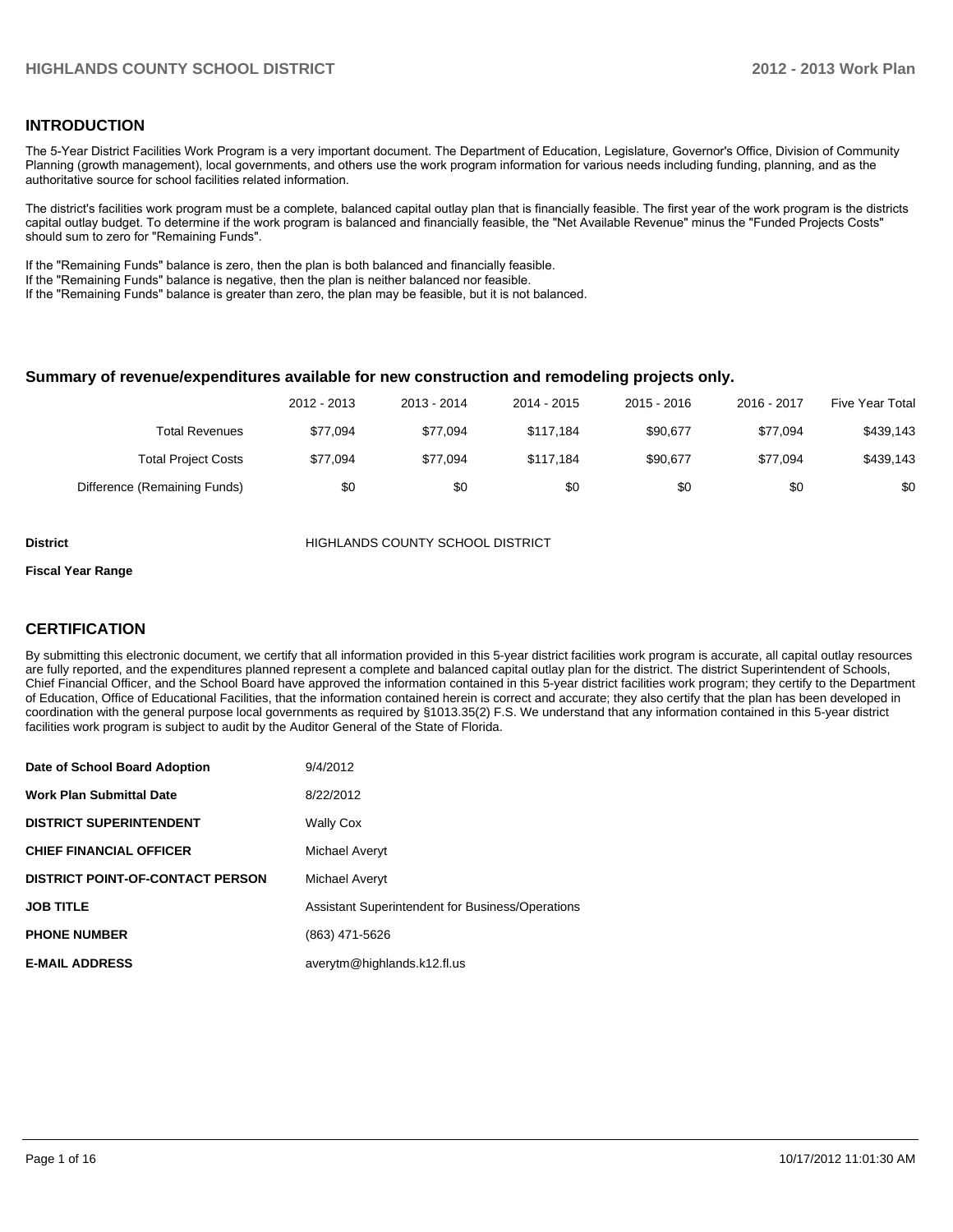## INTRODUCTION

The 5-Year District Facilities Work Program is a very important document. The Department of Education, Legislature, Governor's Office, Division of Community Planning (growth management), local governments, and others use the work program information for various needs including funding, planning, and as the authoritative source for school facilities related information.

The district's facilities work program must be a complete, balanced capital outlay plan that is financially feasible. The first year of the work program is the districts capital outlay budget. To determine if the work program is balanced and financially feasible, the "Net Available Revenue" minus the "Funded Projects Costs" should sum to zero for "Remaining Funds".

If the "Remaining Funds" balance is zero, then the plan is both balanced and financially feasible.
If the "Remaining Funds" balance is negative, then the plan is neither balanced nor feasible.
If the "Remaining Funds" balance is greater than zero, the plan may be feasible, but it is not balanced.

### Summary of revenue/expenditures available for new construction and remodeling projects only.

| | 2012 - 2013 | 2013 - 2014 | 2014 - 2015 | 2015 - 2016 | 2016 - 2017 | Five Year Total |
|---|---|---|---|---|---|---|
| Total Revenues | $77,094 | $77,094 | $117,184 | $90,677 | $77,094 | $439,143 |
| Total Project Costs | $77,094 | $77,094 | $117,184 | $90,677 | $77,094 | $439,143 |
| Difference (Remaining Funds) | $0 | $0 | $0 | $0 | $0 | $0 |

**District** HIGHLANDS COUNTY SCHOOL DISTRICT

**Fiscal Year Range**

## CERTIFICATION

By submitting this electronic document, we certify that all information provided in this 5-year district facilities work program is accurate, all capital outlay resources are fully reported, and the expenditures planned represent a complete and balanced capital outlay plan for the district. The district Superintendent of Schools, Chief Financial Officer, and the School Board have approved the information contained in this 5-year district facilities work program; they certify to the Department of Education, Office of Educational Facilities, that the information contained herein is correct and accurate; they also certify that the plan has been developed in coordination with the general purpose local governments as required by §1013.35(2) F.S. We understand that any information contained in this 5-year district facilities work program is subject to audit by the Auditor General of the State of Florida.

| | |
|---|---|
| **Date of School Board Adoption** | 9/4/2012 |
| **Work Plan Submittal Date** | 8/22/2012 |
| **DISTRICT SUPERINTENDENT** | Wally Cox |
| **CHIEF FINANCIAL OFFICER** | Michael Averyt |
| **DISTRICT POINT-OF-CONTACT PERSON** | Michael Averyt |
| **JOB TITLE** | Assistant Superintendent for Business/Operations |
| **PHONE NUMBER** | (863) 471-5626 |
| **E-MAIL ADDRESS** | averytm@highlands.k12.fl.us |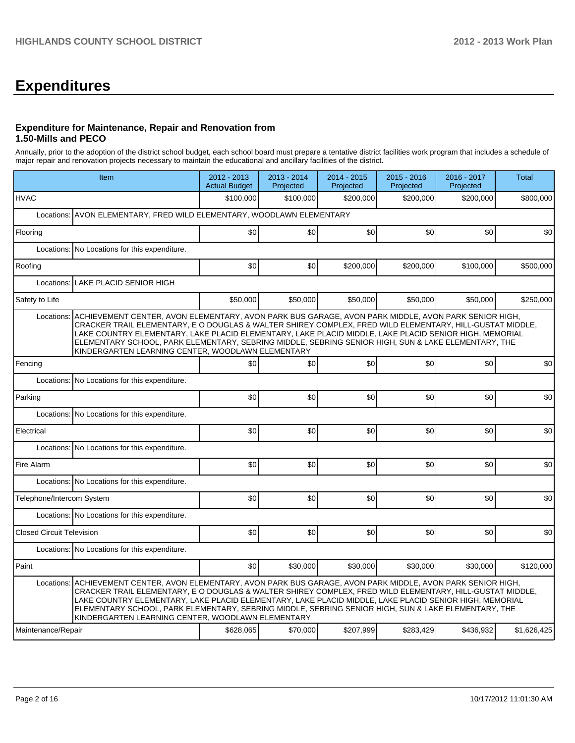# Expenditures

### Expenditure for Maintenance, Repair and Renovation from 1.50-Mills and PECO

Annually, prior to the adoption of the district school budget, each school board must prepare a tentative district facilities work program that includes a schedule of major repair and renovation projects necessary to maintain the educational and ancillary facilities of the district.

| Item | 2012 - 2013 Actual Budget | 2013 - 2014 Projected | 2014 - 2015 Projected | 2015 - 2016 Projected | 2016 - 2017 Projected | Total |
|---|---|---|---|---|---|---|
| HVAC | $100,000 | $100,000 | $200,000 | $200,000 | $200,000 | $800,000 |
| Locations: AVON ELEMENTARY, FRED WILD ELEMENTARY, WOODLAWN ELEMENTARY | | | | | | |
| Flooring | $0 | $0 | $0 | $0 | $0 | $0 |
| Locations: No Locations for this expenditure. | | | | | | |
| Roofing | $0 | $0 | $200,000 | $200,000 | $100,000 | $500,000 |
| Locations: LAKE PLACID SENIOR HIGH | | | | | | |
| Safety to Life | $50,000 | $50,000 | $50,000 | $50,000 | $50,000 | $250,000 |
| Locations: ACHIEVEMENT CENTER, AVON ELEMENTARY, AVON PARK BUS GARAGE, AVON PARK MIDDLE, AVON PARK SENIOR HIGH, CRACKER TRAIL ELEMENTARY, E O DOUGLAS & WALTER SHIREY COMPLEX, FRED WILD ELEMENTARY, HILL-GUSTAT MIDDLE, LAKE COUNTRY ELEMENTARY, LAKE PLACID ELEMENTARY, LAKE PLACID MIDDLE, LAKE PLACID SENIOR HIGH, MEMORIAL ELEMENTARY SCHOOL, PARK ELEMENTARY, SEBRING MIDDLE, SEBRING SENIOR HIGH, SUN & LAKE ELEMENTARY, THE KINDERGARTEN LEARNING CENTER, WOODLAWN ELEMENTARY | | | | | | |
| Fencing | $0 | $0 | $0 | $0 | $0 | $0 |
| Locations: No Locations for this expenditure. | | | | | | |
| Parking | $0 | $0 | $0 | $0 | $0 | $0 |
| Locations: No Locations for this expenditure. | | | | | | |
| Electrical | $0 | $0 | $0 | $0 | $0 | $0 |
| Locations: No Locations for this expenditure. | | | | | | |
| Fire Alarm | $0 | $0 | $0 | $0 | $0 | $0 |
| Locations: No Locations for this expenditure. | | | | | | |
| Telephone/Intercom System | $0 | $0 | $0 | $0 | $0 | $0 |
| Locations: No Locations for this expenditure. | | | | | | |
| Closed Circuit Television | $0 | $0 | $0 | $0 | $0 | $0 |
| Locations: No Locations for this expenditure. | | | | | | |
| Paint | $0 | $30,000 | $30,000 | $30,000 | $30,000 | $120,000 |
| Locations: ACHIEVEMENT CENTER, AVON ELEMENTARY, AVON PARK BUS GARAGE, AVON PARK MIDDLE, AVON PARK SENIOR HIGH, CRACKER TRAIL ELEMENTARY, E O DOUGLAS & WALTER SHIREY COMPLEX, FRED WILD ELEMENTARY, HILL-GUSTAT MIDDLE, LAKE COUNTRY ELEMENTARY, LAKE PLACID ELEMENTARY, LAKE PLACID MIDDLE, LAKE PLACID SENIOR HIGH, MEMORIAL ELEMENTARY SCHOOL, PARK ELEMENTARY, SEBRING MIDDLE, SEBRING SENIOR HIGH, SUN & LAKE ELEMENTARY, THE KINDERGARTEN LEARNING CENTER, WOODLAWN ELEMENTARY | | | | | | |
| Maintenance/Repair | $628,065 | $70,000 | $207,999 | $283,429 | $436,932 | $1,626,425 |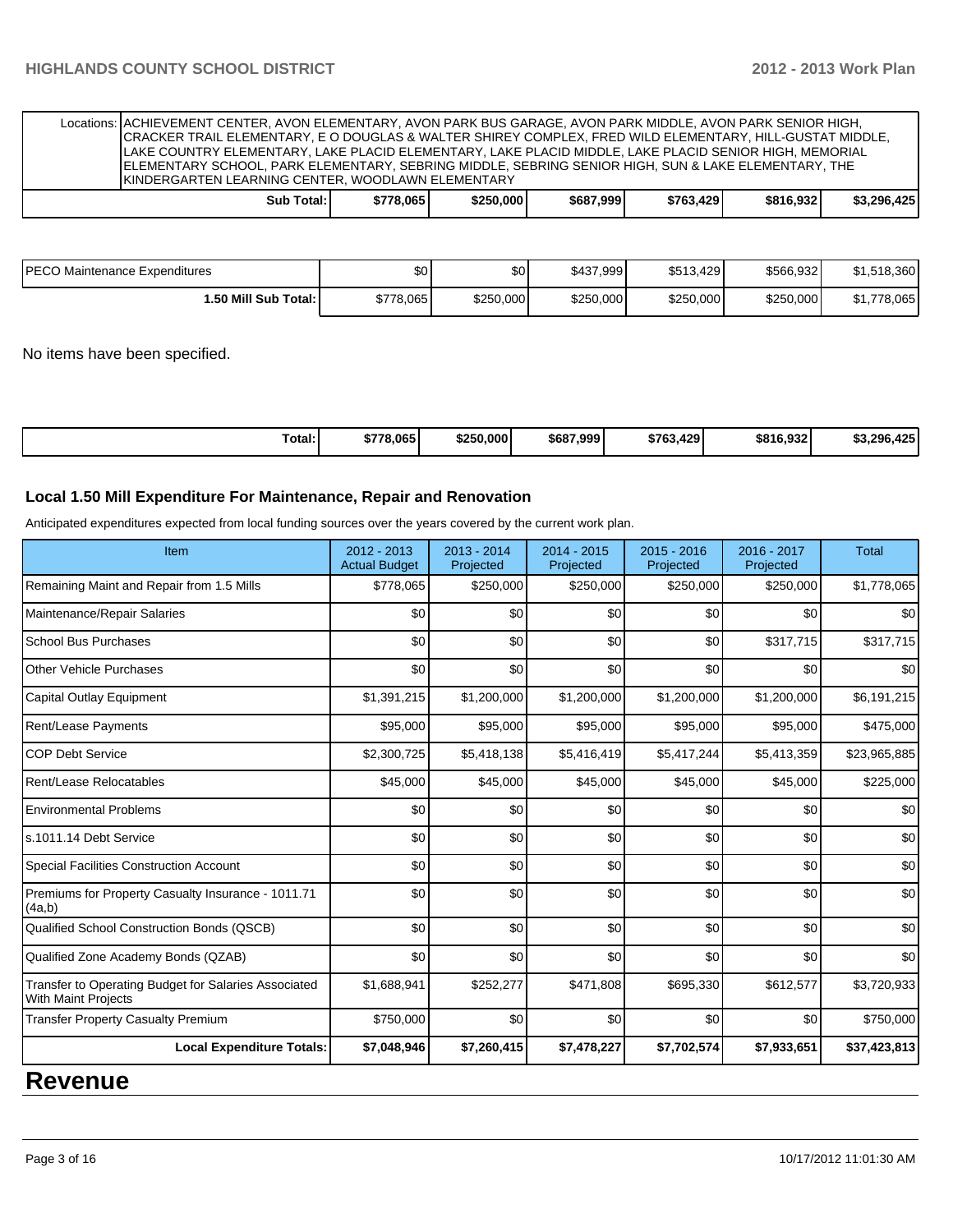| Locations: | ACHIEVEMENT CENTER, AVON ELEMENTARY, AVON PARK BUS GARAGE, AVON PARK MIDDLE, AVON PARK SENIOR HIGH, CRACKER TRAIL ELEMENTARY, E O DOUGLAS & WALTER SHIREY COMPLEX, FRED WILD ELEMENTARY, HILL-GUSTAT MIDDLE, LAKE COUNTRY ELEMENTARY, LAKE PLACID ELEMENTARY, LAKE PLACID MIDDLE, LAKE PLACID SENIOR HIGH, MEMORIAL ELEMENTARY SCHOOL, PARK ELEMENTARY, SEBRING MIDDLE, SEBRING SENIOR HIGH, SUN & LAKE ELEMENTARY, THE KINDERGARTEN LEARNING CENTER, WOODLAWN ELEMENTARY | | | | | |
|---|---|---|---|---|---|---|
| **Sub Total:** | **$778,065** | **$250,000** | **$687,999** | **$763,429** | **$816,932** | **$3,296,425** |

| | | | | | | |
|---|---|---|---|---|---|---|
| PECO Maintenance Expenditures | $0 | $0 | $437,999 | $513,429 | $566,932 | $1,518,360 |
| **1.50 Mill Sub Total:** | $778,065 | $250,000 | $250,000 | $250,000 | $250,000 | $1,778,065 |

No items have been specified.

| | | | | | | |
|---|---|---|---|---|---|---|
| **Total:** | **$778,065** | **$250,000** | **$687,999** | **$763,429** | **$816,932** | **$3,296,425** |

### Local 1.50 Mill Expenditure For Maintenance, Repair and Renovation

Anticipated expenditures expected from local funding sources over the years covered by the current work plan.

| Item | 2012 - 2013 Actual Budget | 2013 - 2014 Projected | 2014 - 2015 Projected | 2015 - 2016 Projected | 2016 - 2017 Projected | Total |
|---|---|---|---|---|---|---|
| Remaining Maint and Repair from 1.5 Mills | $778,065 | $250,000 | $250,000 | $250,000 | $250,000 | $1,778,065 |
| Maintenance/Repair Salaries | $0 | $0 | $0 | $0 | $0 | $0 |
| School Bus Purchases | $0 | $0 | $0 | $0 | $317,715 | $317,715 |
| Other Vehicle Purchases | $0 | $0 | $0 | $0 | $0 | $0 |
| Capital Outlay Equipment | $1,391,215 | $1,200,000 | $1,200,000 | $1,200,000 | $1,200,000 | $6,191,215 |
| Rent/Lease Payments | $95,000 | $95,000 | $95,000 | $95,000 | $95,000 | $475,000 |
| COP Debt Service | $2,300,725 | $5,418,138 | $5,416,419 | $5,417,244 | $5,413,359 | $23,965,885 |
| Rent/Lease Relocatables | $45,000 | $45,000 | $45,000 | $45,000 | $45,000 | $225,000 |
| Environmental Problems | $0 | $0 | $0 | $0 | $0 | $0 |
| s.1011.14 Debt Service | $0 | $0 | $0 | $0 | $0 | $0 |
| Special Facilities Construction Account | $0 | $0 | $0 | $0 | $0 | $0 |
| Premiums for Property Casualty Insurance - 1011.71 (4a,b) | $0 | $0 | $0 | $0 | $0 | $0 |
| Qualified School Construction Bonds (QSCB) | $0 | $0 | $0 | $0 | $0 | $0 |
| Qualified Zone Academy Bonds (QZAB) | $0 | $0 | $0 | $0 | $0 | $0 |
| Transfer to Operating Budget for Salaries Associated With Maint Projects | $1,688,941 | $252,277 | $471,808 | $695,330 | $612,577 | $3,720,933 |
| Transfer Property Casualty Premium | $750,000 | $0 | $0 | $0 | $0 | $750,000 |
| **Local Expenditure Totals:** | **$7,048,946** | **$7,260,415** | **$7,478,227** | **$7,702,574** | **$7,933,651** | **$37,423,813** |

# Revenue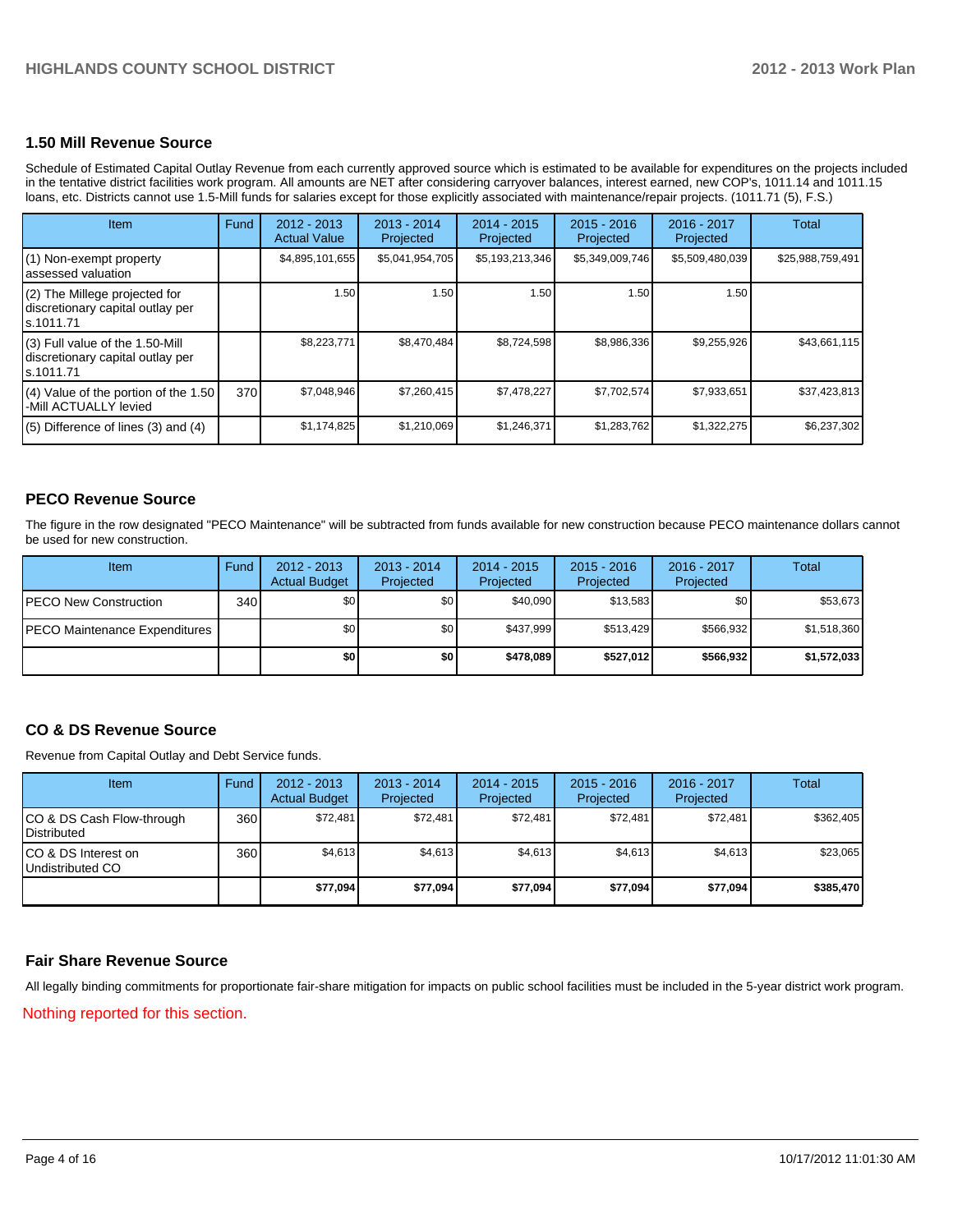## 1.50 Mill Revenue Source

Schedule of Estimated Capital Outlay Revenue from each currently approved source which is estimated to be available for expenditures on the projects included in the tentative district facilities work program. All amounts are NET after considering carryover balances, interest earned, new COP's, 1011.14 and 1011.15 loans, etc. Districts cannot use 1.5-Mill funds for salaries except for those explicitly associated with maintenance/repair projects. (1011.71 (5), F.S.)

| Item | Fund | 2012 - 2013 Actual Value | 2013 - 2014 Projected | 2014 - 2015 Projected | 2015 - 2016 Projected | 2016 - 2017 Projected | Total |
|---|---|---|---|---|---|---|---|
| (1) Non-exempt property assessed valuation | | $4,895,101,655 | $5,041,954,705 | $5,193,213,346 | $5,349,009,746 | $5,509,480,039 | $25,988,759,491 |
| (2) The Millege projected for discretionary capital outlay per s.1011.71 | | 1.50 | 1.50 | 1.50 | 1.50 | 1.50 | |
| (3) Full value of the 1.50-Mill discretionary capital outlay per s.1011.71 | | $8,223,771 | $8,470,484 | $8,724,598 | $8,986,336 | $9,255,926 | $43,661,115 |
| (4) Value of the portion of the 1.50 -Mill ACTUALLY levied | 370 | $7,048,946 | $7,260,415 | $7,478,227 | $7,702,574 | $7,933,651 | $37,423,813 |
| (5) Difference of lines (3) and (4) | | $1,174,825 | $1,210,069 | $1,246,371 | $1,283,762 | $1,322,275 | $6,237,302 |

## PECO Revenue Source

The figure in the row designated "PECO Maintenance" will be subtracted from funds available for new construction because PECO maintenance dollars cannot be used for new construction.

| Item | Fund | 2012 - 2013 Actual Budget | 2013 - 2014 Projected | 2014 - 2015 Projected | 2015 - 2016 Projected | 2016 - 2017 Projected | Total |
|---|---|---|---|---|---|---|---|
| PECO New Construction | 340 | $0 | $0 | $40,090 | $13,583 | $0 | $53,673 |
| PECO Maintenance Expenditures | | $0 | $0 | $437,999 | $513,429 | $566,932 | $1,518,360 |
| | | **$0** | **$0** | **$478,089** | **$527,012** | **$566,932** | **$1,572,033** |

## CO & DS Revenue Source

Revenue from Capital Outlay and Debt Service funds.

| Item | Fund | 2012 - 2013 Actual Budget | 2013 - 2014 Projected | 2014 - 2015 Projected | 2015 - 2016 Projected | 2016 - 2017 Projected | Total |
|---|---|---|---|---|---|---|---|
| CO & DS Cash Flow-through Distributed | 360 | $72,481 | $72,481 | $72,481 | $72,481 | $72,481 | $362,405 |
| CO & DS Interest on Undistributed CO | 360 | $4,613 | $4,613 | $4,613 | $4,613 | $4,613 | $23,065 |
| | | **$77,094** | **$77,094** | **$77,094** | **$77,094** | **$77,094** | **$385,470** |

## Fair Share Revenue Source

All legally binding commitments for proportionate fair-share mitigation for impacts on public school facilities must be included in the 5-year district work program.

Nothing reported for this section.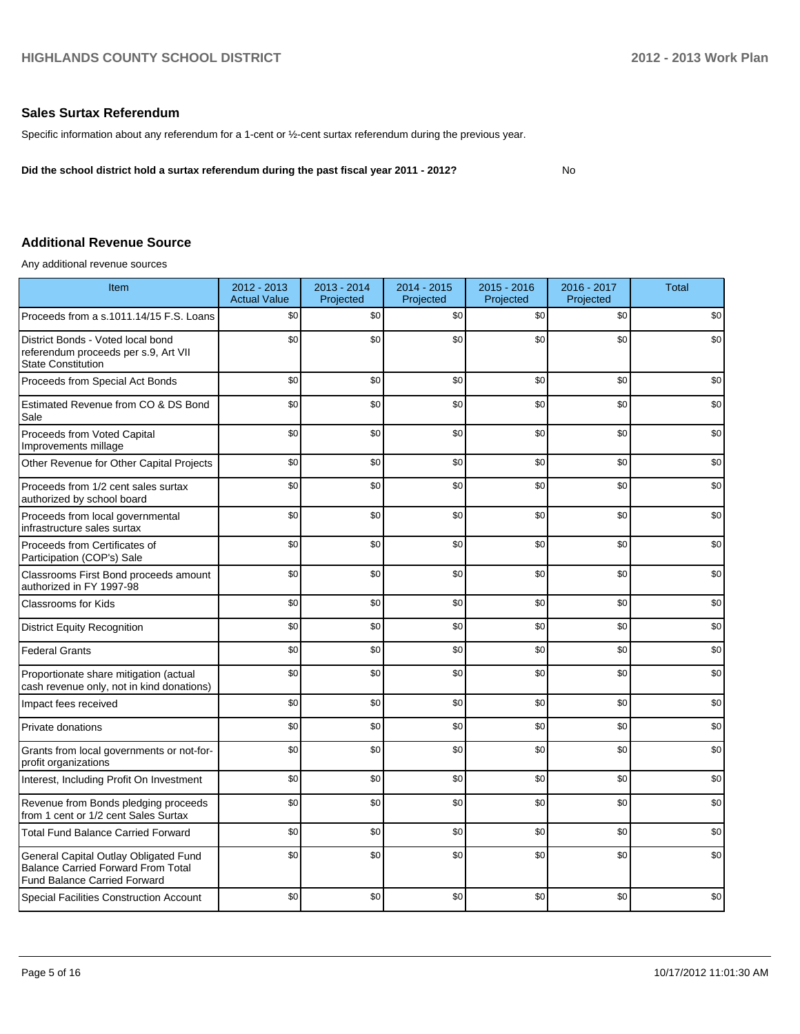## Sales Surtax Referendum

Specific information about any referendum for a 1-cent or ½-cent surtax referendum during the previous year.

**Did the school district hold a surtax referendum during the past fiscal year 2011 - 2012?** No

## Additional Revenue Source

Any additional revenue sources

| Item | 2012 - 2013 Actual Value | 2013 - 2014 Projected | 2014 - 2015 Projected | 2015 - 2016 Projected | 2016 - 2017 Projected | Total |
|---|---|---|---|---|---|---|
| Proceeds from a s.1011.14/15 F.S. Loans | $0 | $0 | $0 | $0 | $0 | $0 |
| District Bonds - Voted local bond referendum proceeds per s.9, Art VII State Constitution | $0 | $0 | $0 | $0 | $0 | $0 |
| Proceeds from Special Act Bonds | $0 | $0 | $0 | $0 | $0 | $0 |
| Estimated Revenue from CO & DS Bond Sale | $0 | $0 | $0 | $0 | $0 | $0 |
| Proceeds from Voted Capital Improvements millage | $0 | $0 | $0 | $0 | $0 | $0 |
| Other Revenue for Other Capital Projects | $0 | $0 | $0 | $0 | $0 | $0 |
| Proceeds from 1/2 cent sales surtax authorized by school board | $0 | $0 | $0 | $0 | $0 | $0 |
| Proceeds from local governmental infrastructure sales surtax | $0 | $0 | $0 | $0 | $0 | $0 |
| Proceeds from Certificates of Participation (COP's) Sale | $0 | $0 | $0 | $0 | $0 | $0 |
| Classrooms First Bond proceeds amount authorized in FY 1997-98 | $0 | $0 | $0 | $0 | $0 | $0 |
| Classrooms for Kids | $0 | $0 | $0 | $0 | $0 | $0 |
| District Equity Recognition | $0 | $0 | $0 | $0 | $0 | $0 |
| Federal Grants | $0 | $0 | $0 | $0 | $0 | $0 |
| Proportionate share mitigation (actual cash revenue only, not in kind donations) | $0 | $0 | $0 | $0 | $0 | $0 |
| Impact fees received | $0 | $0 | $0 | $0 | $0 | $0 |
| Private donations | $0 | $0 | $0 | $0 | $0 | $0 |
| Grants from local governments or not-for-profit organizations | $0 | $0 | $0 | $0 | $0 | $0 |
| Interest, Including Profit On Investment | $0 | $0 | $0 | $0 | $0 | $0 |
| Revenue from Bonds pledging proceeds from 1 cent or 1/2 cent Sales Surtax | $0 | $0 | $0 | $0 | $0 | $0 |
| Total Fund Balance Carried Forward | $0 | $0 | $0 | $0 | $0 | $0 |
| General Capital Outlay Obligated Fund Balance Carried Forward From Total Fund Balance Carried Forward | $0 | $0 | $0 | $0 | $0 | $0 |
| Special Facilities Construction Account | $0 | $0 | $0 | $0 | $0 | $0 |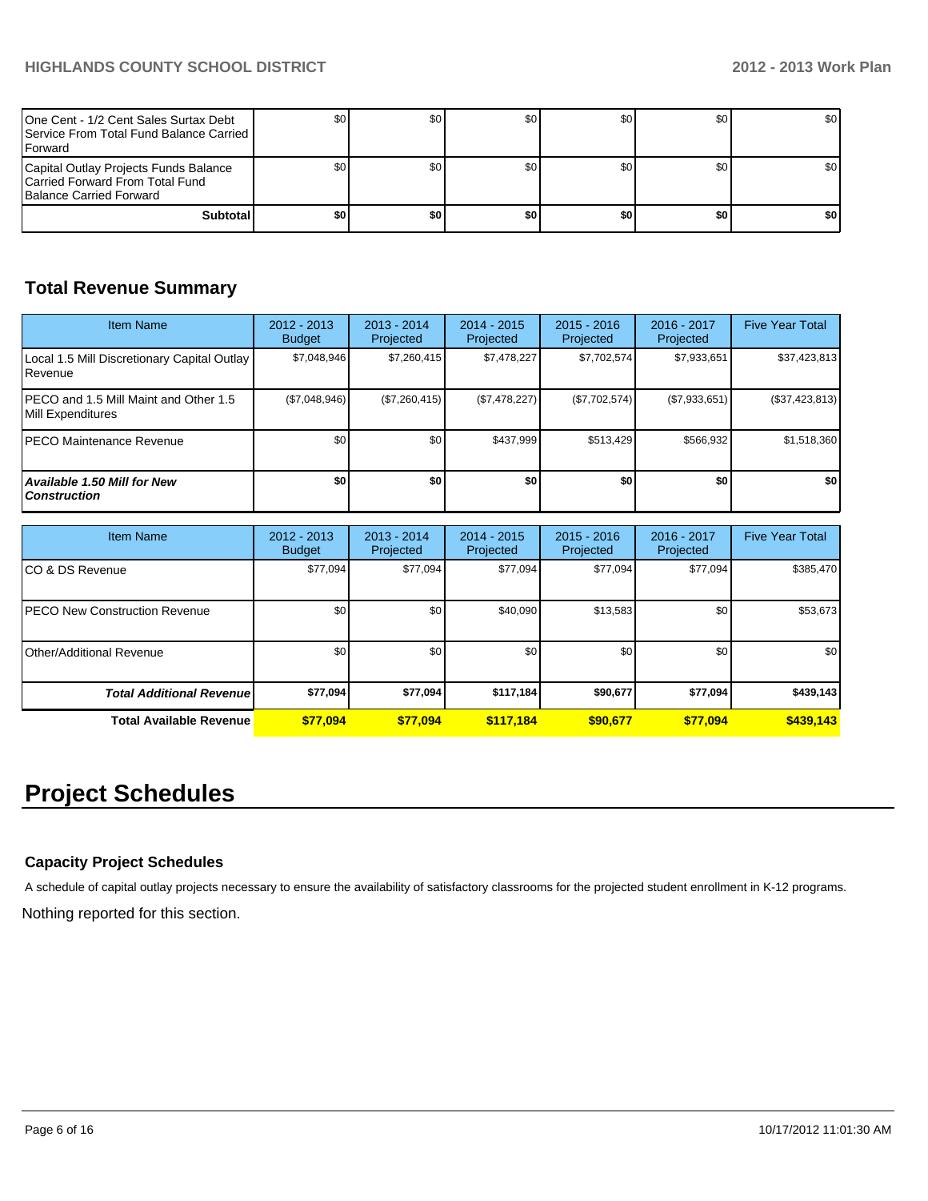| | | | | | | |
|---|---|---|---|---|---|---|
| One Cent - 1/2 Cent Sales Surtax Debt Service From Total Fund Balance Carried Forward | $0 | $0 | $0 | $0 | $0 | $0 |
| Capital Outlay Projects Funds Balance Carried Forward From Total Fund Balance Carried Forward | $0 | $0 | $0 | $0 | $0 | $0 |
| **Subtotal** | **$0** | **$0** | **$0** | **$0** | **$0** | **$0** |

## Total Revenue Summary

| Item Name | 2012 - 2013 Budget | 2013 - 2014 Projected | 2014 - 2015 Projected | 2015 - 2016 Projected | 2016 - 2017 Projected | Five Year Total |
|---|---|---|---|---|---|---|
| Local 1.5 Mill Discretionary Capital Outlay Revenue | $7,048,946 | $7,260,415 | $7,478,227 | $7,702,574 | $7,933,651 | $37,423,813 |
| PECO and 1.5 Mill Maint and Other 1.5 Mill Expenditures | ($7,048,946) | ($7,260,415) | ($7,478,227) | ($7,702,574) | ($7,933,651) | ($37,423,813) |
| PECO Maintenance Revenue | $0 | $0 | $437,999 | $513,429 | $566,932 | $1,518,360 |
| ***Available 1.50 Mill for New Construction*** | **$0** | **$0** | **$0** | **$0** | **$0** | **$0** |

| Item Name | 2012 - 2013 Budget | 2013 - 2014 Projected | 2014 - 2015 Projected | 2015 - 2016 Projected | 2016 - 2017 Projected | Five Year Total |
|---|---|---|---|---|---|---|
| CO & DS Revenue | $77,094 | $77,094 | $77,094 | $77,094 | $77,094 | $385,470 |
| PECO New Construction Revenue | $0 | $0 | $40,090 | $13,583 | $0 | $53,673 |
| Other/Additional Revenue | $0 | $0 | $0 | $0 | $0 | $0 |
| ***Total Additional Revenue*** | **$77,094** | **$77,094** | **$117,184** | **$90,677** | **$77,094** | **$439,143** |
| **Total Available Revenue** | **$77,094** | **$77,094** | **$117,184** | **$90,677** | **$77,094** | **$439,143** |

# Project Schedules

### Capacity Project Schedules

A schedule of capital outlay projects necessary to ensure the availability of satisfactory classrooms for the projected student enrollment in K-12 programs.

Nothing reported for this section.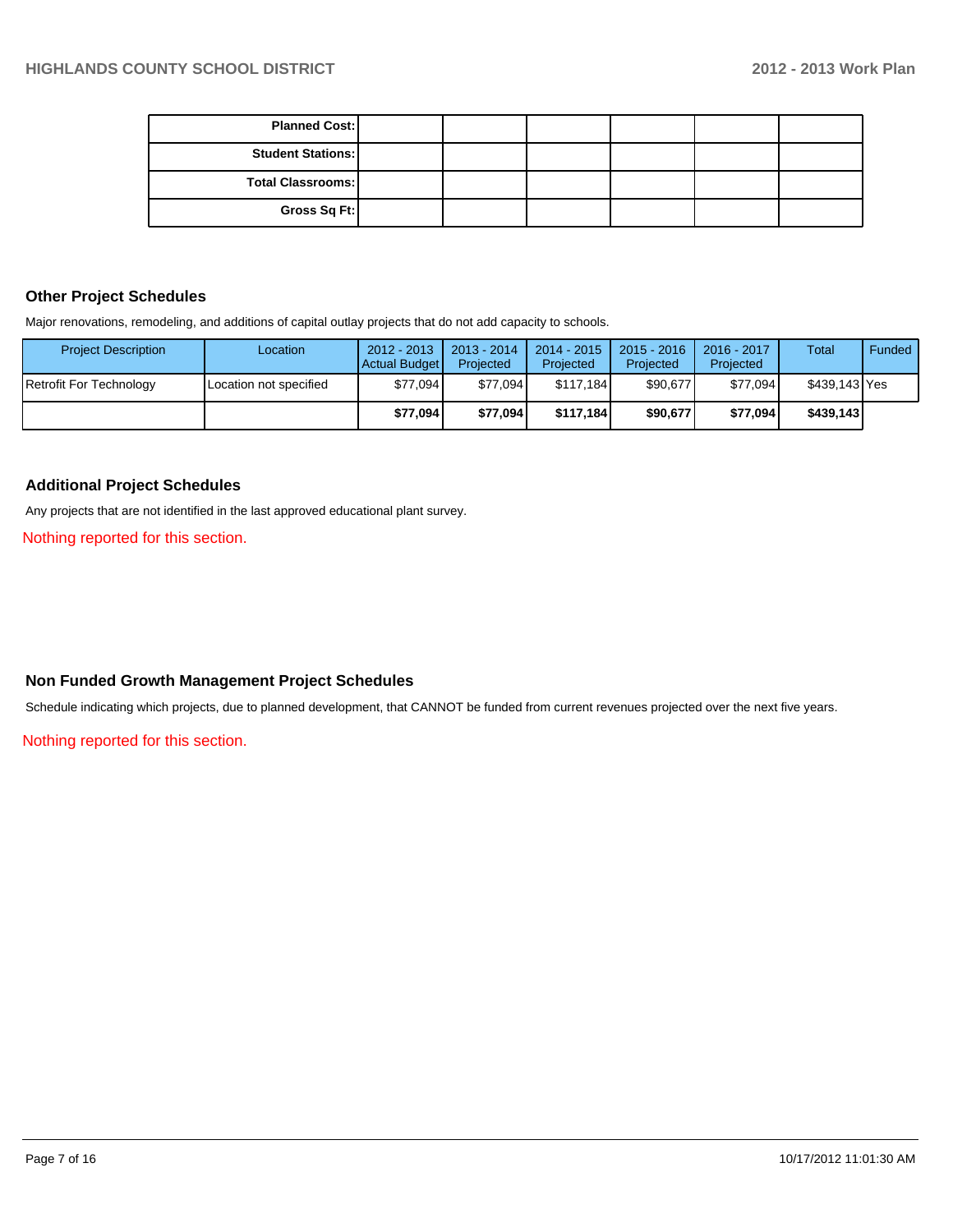| Planned Cost: | | | | | | |
|---|---|---|---|---|---|---|
| Student Stations: | | | | | | |
| Total Classrooms: | | | | | | |
| Gross Sq Ft: | | | | | | |

## Other Project Schedules

Major renovations, remodeling, and additions of capital outlay projects that do not add capacity to schools.

| Project Description | Location | 2012 - 2013 Actual Budget | 2013 - 2014 Projected | 2014 - 2015 Projected | 2015 - 2016 Projected | 2016 - 2017 Projected | Total | Funded |
|---|---|---|---|---|---|---|---|---|
| Retrofit For Technology | Location not specified | $77,094 | $77,094 | $117,184 | $90,677 | $77,094 | $439,143 | Yes |
| | | **$77,094** | **$77,094** | **$117,184** | **$90,677** | **$77,094** | **$439,143** | |

## Additional Project Schedules

Any projects that are not identified in the last approved educational plant survey.

Nothing reported for this section.

## Non Funded Growth Management Project Schedules

Schedule indicating which projects, due to planned development, that CANNOT be funded from current revenues projected over the next five years.

Nothing reported for this section.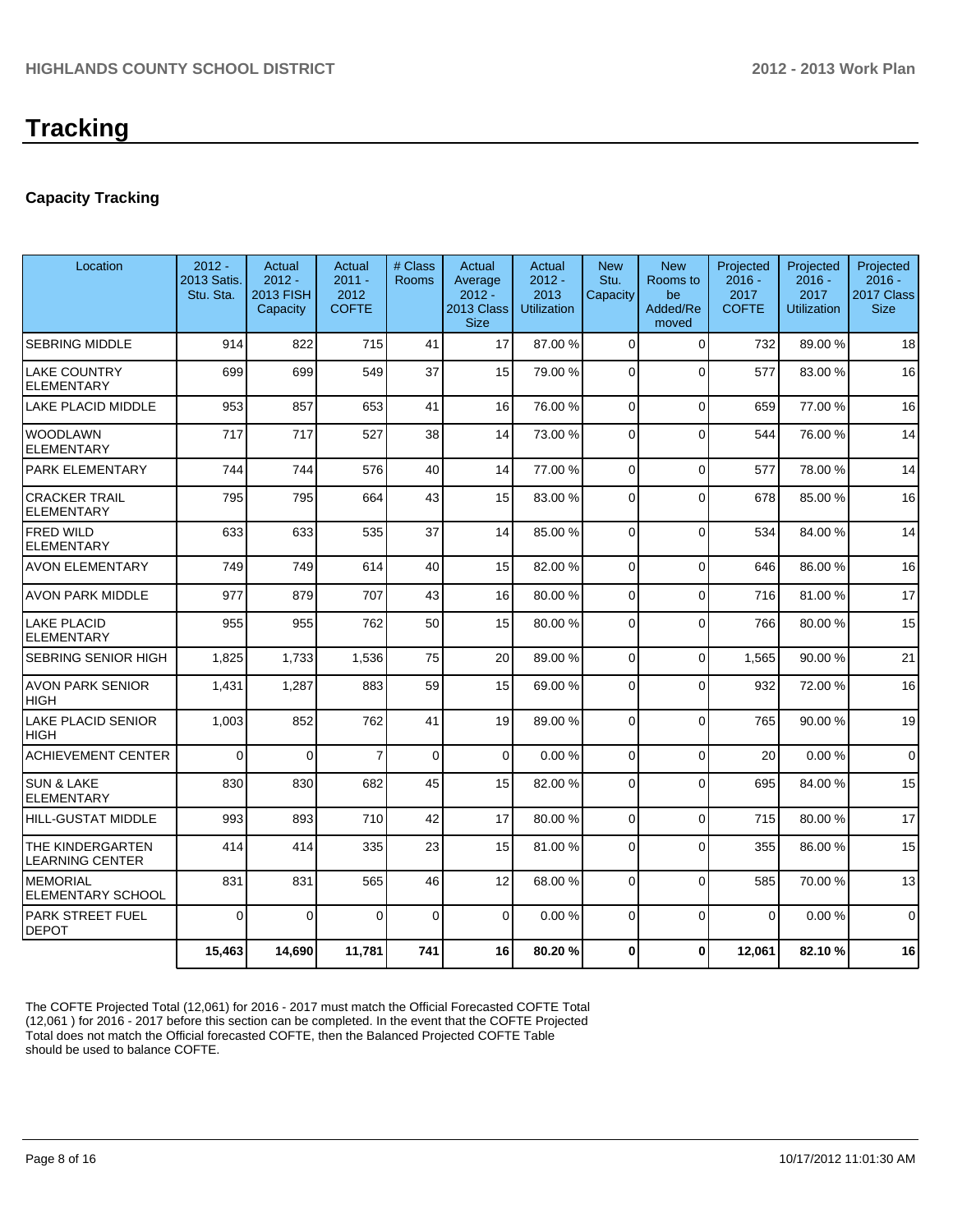# Tracking

### Capacity Tracking

| Location | 2012 - 2013 Satis. Stu. Sta. | Actual 2012 - 2013 FISH Capacity | Actual 2011 - 2012 COFTE | # Class Rooms | Actual Average 2012 - 2013 Class Size | Actual 2012 - 2013 Utilization | New Stu. Capacity | New Rooms to be Added/Removed | Projected 2016 - 2017 COFTE | Projected 2016 - 2017 Utilization | Projected 2016 - 2017 Class Size |
|---|---|---|---|---|---|---|---|---|---|---|---|
| SEBRING MIDDLE | 914 | 822 | 715 | 41 | 17 | 87.00 % | 0 | 0 | 732 | 89.00 % | 18 |
| LAKE COUNTRY ELEMENTARY | 699 | 699 | 549 | 37 | 15 | 79.00 % | 0 | 0 | 577 | 83.00 % | 16 |
| LAKE PLACID MIDDLE | 953 | 857 | 653 | 41 | 16 | 76.00 % | 0 | 0 | 659 | 77.00 % | 16 |
| WOODLAWN ELEMENTARY | 717 | 717 | 527 | 38 | 14 | 73.00 % | 0 | 0 | 544 | 76.00 % | 14 |
| PARK ELEMENTARY | 744 | 744 | 576 | 40 | 14 | 77.00 % | 0 | 0 | 577 | 78.00 % | 14 |
| CRACKER TRAIL ELEMENTARY | 795 | 795 | 664 | 43 | 15 | 83.00 % | 0 | 0 | 678 | 85.00 % | 16 |
| FRED WILD ELEMENTARY | 633 | 633 | 535 | 37 | 14 | 85.00 % | 0 | 0 | 534 | 84.00 % | 14 |
| AVON ELEMENTARY | 749 | 749 | 614 | 40 | 15 | 82.00 % | 0 | 0 | 646 | 86.00 % | 16 |
| AVON PARK MIDDLE | 977 | 879 | 707 | 43 | 16 | 80.00 % | 0 | 0 | 716 | 81.00 % | 17 |
| LAKE PLACID ELEMENTARY | 955 | 955 | 762 | 50 | 15 | 80.00 % | 0 | 0 | 766 | 80.00 % | 15 |
| SEBRING SENIOR HIGH | 1,825 | 1,733 | 1,536 | 75 | 20 | 89.00 % | 0 | 0 | 1,565 | 90.00 % | 21 |
| AVON PARK SENIOR HIGH | 1,431 | 1,287 | 883 | 59 | 15 | 69.00 % | 0 | 0 | 932 | 72.00 % | 16 |
| LAKE PLACID SENIOR HIGH | 1,003 | 852 | 762 | 41 | 19 | 89.00 % | 0 | 0 | 765 | 90.00 % | 19 |
| ACHIEVEMENT CENTER | 0 | 0 | 7 | 0 | 0 | 0.00 % | 0 | 0 | 20 | 0.00 % | 0 |
| SUN & LAKE ELEMENTARY | 830 | 830 | 682 | 45 | 15 | 82.00 % | 0 | 0 | 695 | 84.00 % | 15 |
| HILL-GUSTAT MIDDLE | 993 | 893 | 710 | 42 | 17 | 80.00 % | 0 | 0 | 715 | 80.00 % | 17 |
| THE KINDERGARTEN LEARNING CENTER | 414 | 414 | 335 | 23 | 15 | 81.00 % | 0 | 0 | 355 | 86.00 % | 15 |
| MEMORIAL ELEMENTARY SCHOOL | 831 | 831 | 565 | 46 | 12 | 68.00 % | 0 | 0 | 585 | 70.00 % | 13 |
| PARK STREET FUEL DEPOT | 0 | 0 | 0 | 0 | 0 | 0.00 % | 0 | 0 | 0 | 0.00 % | 0 |
| | **15,463** | **14,690** | **11,781** | **741** | **16** | **80.20 %** | **0** | **0** | **12,061** | **82.10 %** | **16** |

The COFTE Projected Total (12,061) for 2016 - 2017 must match the Official Forecasted COFTE Total (12,061 ) for 2016 - 2017 before this section can be completed. In the event that the COFTE Projected Total does not match the Official forecasted COFTE, then the Balanced Projected COFTE Table should be used to balance COFTE.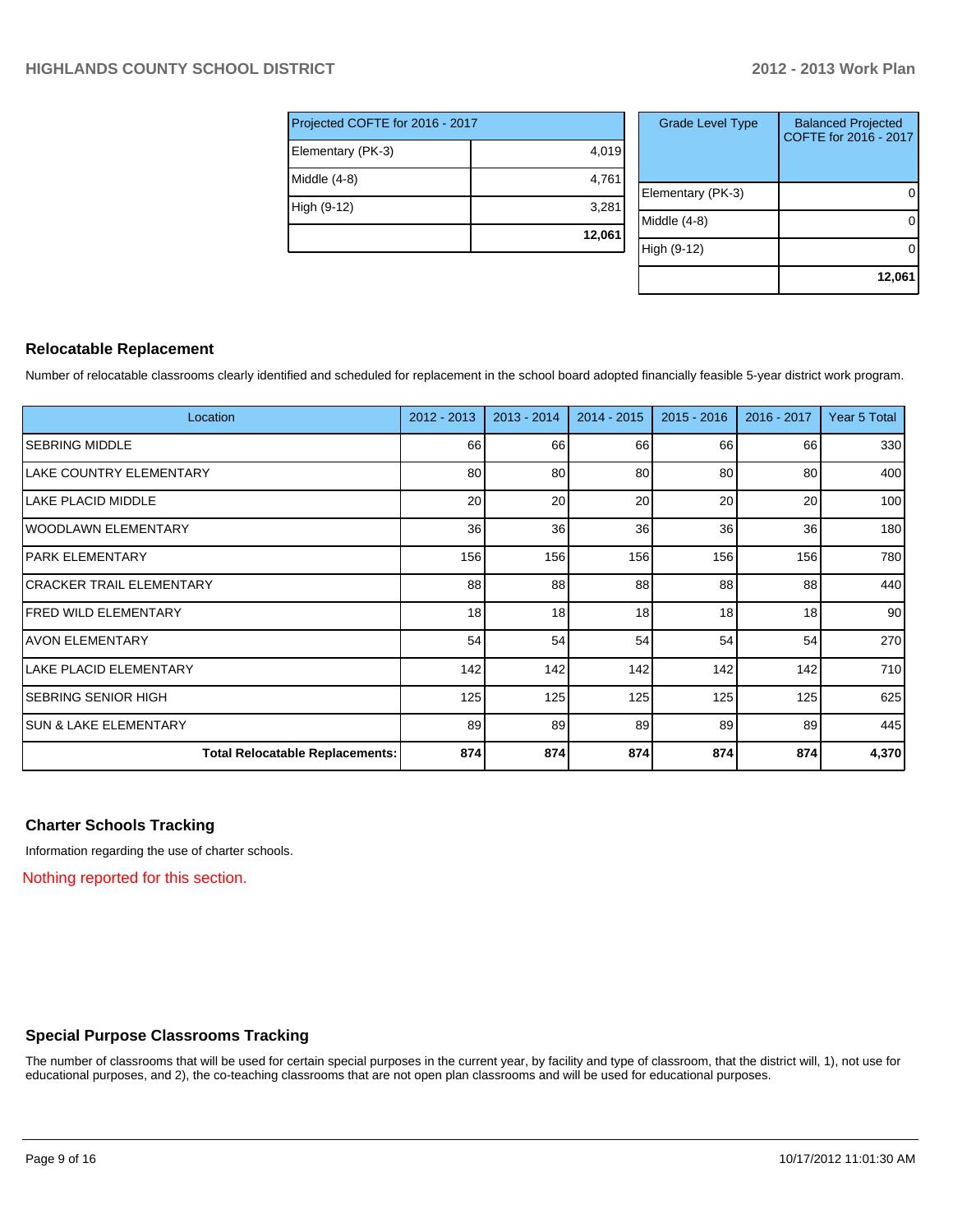| Projected COFTE for 2016 - 2017 | |
|---|---|
| Elementary (PK-3) | 4,019 |
| Middle (4-8) | 4,761 |
| High (9-12) | 3,281 |
| | **12,061** |

| Grade Level Type | Balanced Projected COFTE for 2016 - 2017 |
|---|---|
| Elementary (PK-3) | 0 |
| Middle (4-8) | 0 |
| High (9-12) | 0 |
| | **12,061** |

## Relocatable Replacement

Number of relocatable classrooms clearly identified and scheduled for replacement in the school board adopted financially feasible 5-year district work program.

| Location | 2012 - 2013 | 2013 - 2014 | 2014 - 2015 | 2015 - 2016 | 2016 - 2017 | Year 5 Total |
|---|---|---|---|---|---|---|
| SEBRING MIDDLE | 66 | 66 | 66 | 66 | 66 | 330 |
| LAKE COUNTRY ELEMENTARY | 80 | 80 | 80 | 80 | 80 | 400 |
| LAKE PLACID MIDDLE | 20 | 20 | 20 | 20 | 20 | 100 |
| WOODLAWN ELEMENTARY | 36 | 36 | 36 | 36 | 36 | 180 |
| PARK ELEMENTARY | 156 | 156 | 156 | 156 | 156 | 780 |
| CRACKER TRAIL ELEMENTARY | 88 | 88 | 88 | 88 | 88 | 440 |
| FRED WILD ELEMENTARY | 18 | 18 | 18 | 18 | 18 | 90 |
| AVON ELEMENTARY | 54 | 54 | 54 | 54 | 54 | 270 |
| LAKE PLACID ELEMENTARY | 142 | 142 | 142 | 142 | 142 | 710 |
| SEBRING SENIOR HIGH | 125 | 125 | 125 | 125 | 125 | 625 |
| SUN & LAKE ELEMENTARY | 89 | 89 | 89 | 89 | 89 | 445 |
| **Total Relocatable Replacements:** | **874** | **874** | **874** | **874** | **874** | **4,370** |

## Charter Schools Tracking

Information regarding the use of charter schools.

Nothing reported for this section.

## Special Purpose Classrooms Tracking

The number of classrooms that will be used for certain special purposes in the current year, by facility and type of classroom, that the district will, 1), not use for educational purposes, and 2), the co-teaching classrooms that are not open plan classrooms and will be used for educational purposes.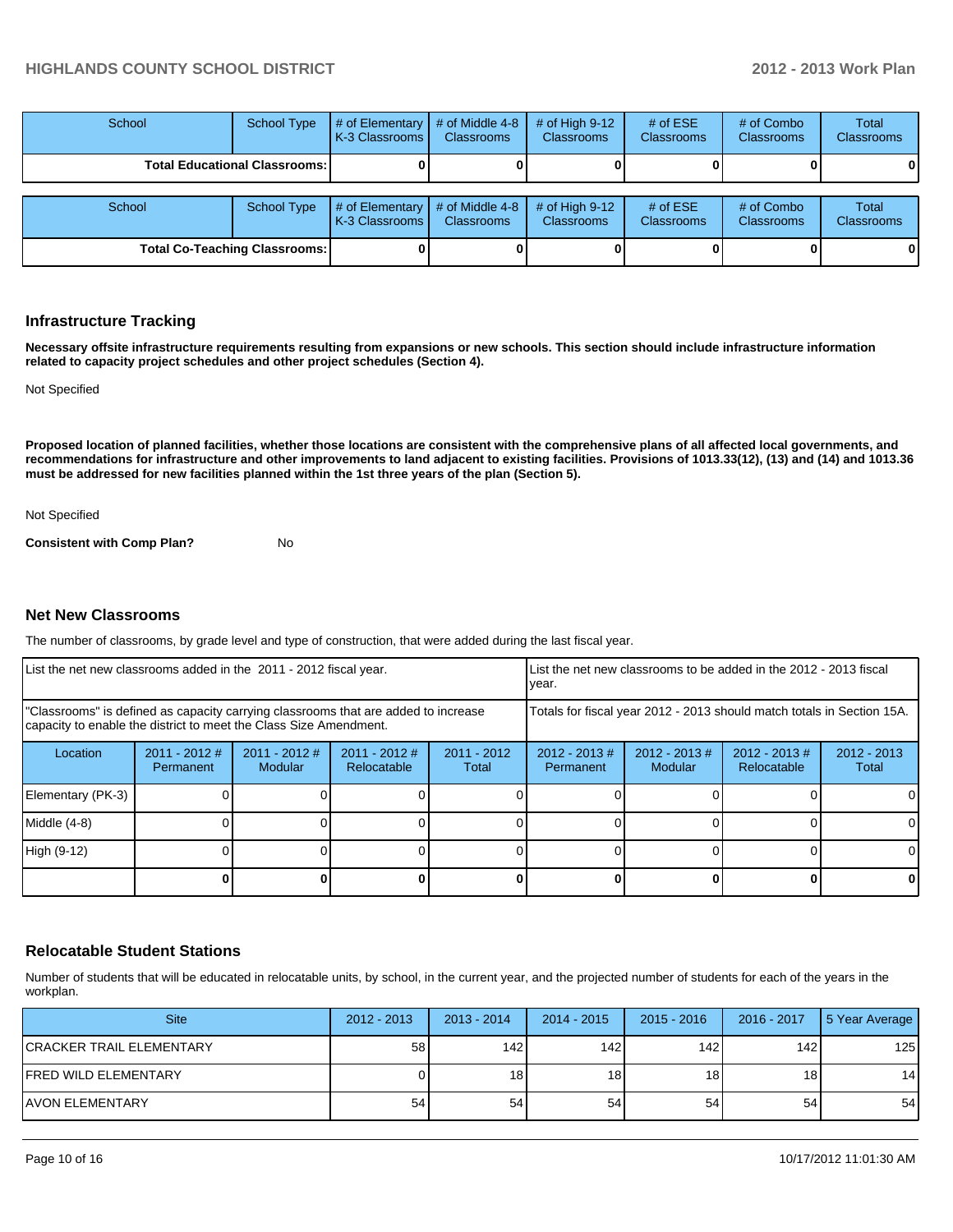| School | School Type | # of Elementary K-3 Classrooms | # of Middle 4-8 Classrooms | # of High 9-12 Classrooms | # of ESE Classrooms | # of Combo Classrooms | Total Classrooms |
|---|---|---|---|---|---|---|---|
| **Total Educational Classrooms:** | | **0** | **0** | **0** | **0** | **0** | **0** |

| School | School Type | # of Elementary K-3 Classrooms | # of Middle 4-8 Classrooms | # of High 9-12 Classrooms | # of ESE Classrooms | # of Combo Classrooms | Total Classrooms |
|---|---|---|---|---|---|---|---|
| **Total Co-Teaching Classrooms:** | | **0** | **0** | **0** | **0** | **0** | **0** |

## Infrastructure Tracking

**Necessary offsite infrastructure requirements resulting from expansions or new schools. This section should include infrastructure information related to capacity project schedules and other project schedules (Section 4).**

Not Specified

**Proposed location of planned facilities, whether those locations are consistent with the comprehensive plans of all affected local governments, and recommendations for infrastructure and other improvements to land adjacent to existing facilities. Provisions of 1013.33(12), (13) and (14) and 1013.36 must be addressed for new facilities planned within the 1st three years of the plan (Section 5).**

Not Specified

**Consistent with Comp Plan?** No

## Net New Classrooms

The number of classrooms, by grade level and type of construction, that were added during the last fiscal year.

| List the net new classrooms added in the 2011 - 2012 fiscal year. | | | | | List the net new classrooms to be added in the 2012 - 2013 fiscal year. | | | |
|---|---|---|---|---|---|---|---|---|
| "Classrooms" is defined as capacity carrying classrooms that are added to increase capacity to enable the district to meet the Class Size Amendment. | | | | | Totals for fiscal year 2012 - 2013 should match totals in Section 15A. | | | |
| Location | 2011 - 2012 # Permanent | 2011 - 2012 # Modular | 2011 - 2012 # Relocatable | 2011 - 2012 Total | 2012 - 2013 # Permanent | 2012 - 2013 # Modular | 2012 - 2013 # Relocatable | 2012 - 2013 Total |
| Elementary (PK-3) | 0 | 0 | 0 | 0 | 0 | 0 | 0 | 0 |
| Middle (4-8) | 0 | 0 | 0 | 0 | 0 | 0 | 0 | 0 |
| High (9-12) | 0 | 0 | 0 | 0 | 0 | 0 | 0 | 0 |
| | **0** | **0** | **0** | **0** | **0** | **0** | **0** | **0** |

## Relocatable Student Stations

Number of students that will be educated in relocatable units, by school, in the current year, and the projected number of students for each of the years in the workplan.

| Site | 2012 - 2013 | 2013 - 2014 | 2014 - 2015 | 2015 - 2016 | 2016 - 2017 | 5 Year Average |
|---|---|---|---|---|---|---|
| CRACKER TRAIL ELEMENTARY | 58 | 142 | 142 | 142 | 142 | 125 |
| FRED WILD ELEMENTARY | 0 | 18 | 18 | 18 | 18 | 14 |
| AVON ELEMENTARY | 54 | 54 | 54 | 54 | 54 | 54 |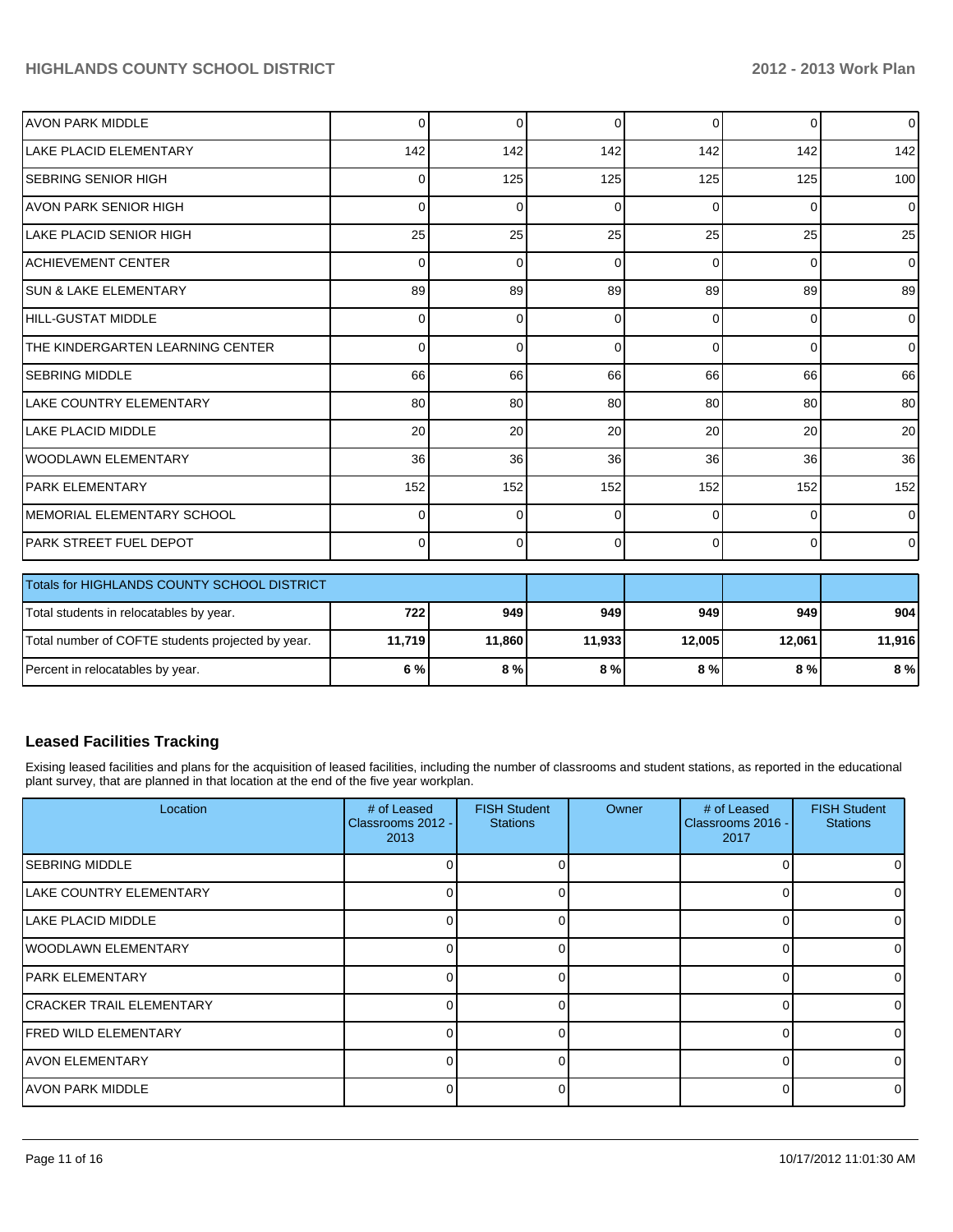| | | | | | | |
|---|---|---|---|---|---|---|
| AVON PARK MIDDLE | 0 | 0 | 0 | 0 | 0 | 0 |
| LAKE PLACID ELEMENTARY | 142 | 142 | 142 | 142 | 142 | 142 |
| SEBRING SENIOR HIGH | 0 | 125 | 125 | 125 | 125 | 100 |
| AVON PARK SENIOR HIGH | 0 | 0 | 0 | 0 | 0 | 0 |
| LAKE PLACID SENIOR HIGH | 25 | 25 | 25 | 25 | 25 | 25 |
| ACHIEVEMENT CENTER | 0 | 0 | 0 | 0 | 0 | 0 |
| SUN & LAKE ELEMENTARY | 89 | 89 | 89 | 89 | 89 | 89 |
| HILL-GUSTAT MIDDLE | 0 | 0 | 0 | 0 | 0 | 0 |
| THE KINDERGARTEN LEARNING CENTER | 0 | 0 | 0 | 0 | 0 | 0 |
| SEBRING MIDDLE | 66 | 66 | 66 | 66 | 66 | 66 |
| LAKE COUNTRY ELEMENTARY | 80 | 80 | 80 | 80 | 80 | 80 |
| LAKE PLACID MIDDLE | 20 | 20 | 20 | 20 | 20 | 20 |
| WOODLAWN ELEMENTARY | 36 | 36 | 36 | 36 | 36 | 36 |
| PARK ELEMENTARY | 152 | 152 | 152 | 152 | 152 | 152 |
| MEMORIAL ELEMENTARY SCHOOL | 0 | 0 | 0 | 0 | 0 | 0 |
| PARK STREET FUEL DEPOT | 0 | 0 | 0 | 0 | 0 | 0 |

| Totals for HIGHLANDS COUNTY SCHOOL DISTRICT | | | | | | |
|---|---|---|---|---|---|---|
| Total students in relocatables by year. | **722** | **949** | **949** | **949** | **949** | **904** |
| Total number of COFTE students projected by year. | **11,719** | **11,860** | **11,933** | **12,005** | **12,061** | **11,916** |
| Percent in relocatables by year. | **6 %** | **8 %** | **8 %** | **8 %** | **8 %** | **8 %** |

## Leased Facilities Tracking

Exising leased facilities and plans for the acquisition of leased facilities, including the number of classrooms and student stations, as reported in the educational plant survey, that are planned in that location at the end of the five year workplan.

| Location | # of Leased Classrooms 2012 - 2013 | FISH Student Stations | Owner | # of Leased Classrooms 2016 - 2017 | FISH Student Stations |
|---|---|---|---|---|---|
| SEBRING MIDDLE | 0 | 0 | | 0 | 0 |
| LAKE COUNTRY ELEMENTARY | 0 | 0 | | 0 | 0 |
| LAKE PLACID MIDDLE | 0 | 0 | | 0 | 0 |
| WOODLAWN ELEMENTARY | 0 | 0 | | 0 | 0 |
| PARK ELEMENTARY | 0 | 0 | | 0 | 0 |
| CRACKER TRAIL ELEMENTARY | 0 | 0 | | 0 | 0 |
| FRED WILD ELEMENTARY | 0 | 0 | | 0 | 0 |
| AVON ELEMENTARY | 0 | 0 | | 0 | 0 |
| AVON PARK MIDDLE | 0 | 0 | | 0 | 0 |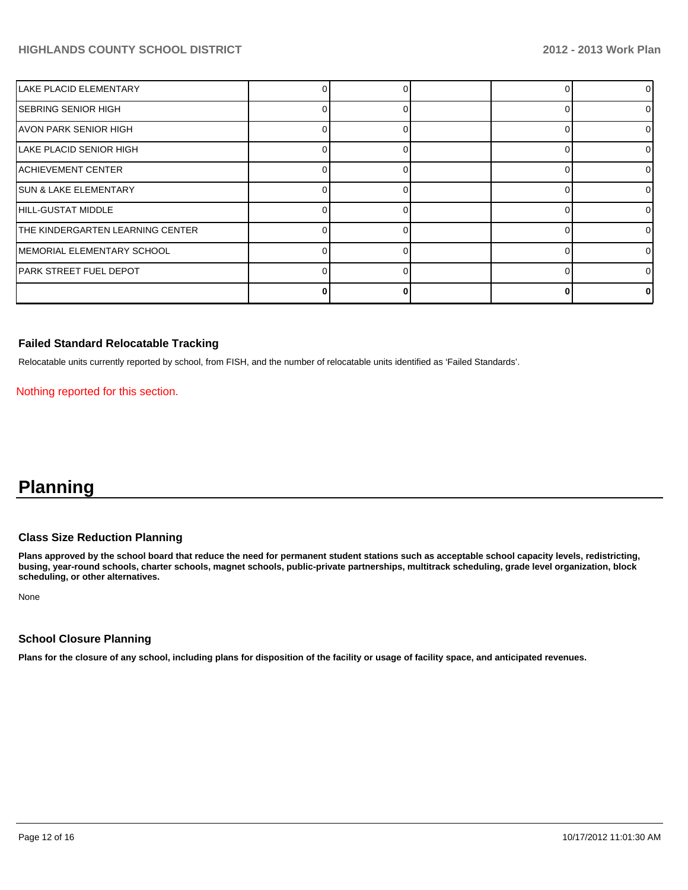| | | | | | |
|---|---|---|---|---|---|
| LAKE PLACID ELEMENTARY | 0 | 0 | | 0 | 0 |
| SEBRING SENIOR HIGH | 0 | 0 | | 0 | 0 |
| AVON PARK SENIOR HIGH | 0 | 0 | | 0 | 0 |
| LAKE PLACID SENIOR HIGH | 0 | 0 | | 0 | 0 |
| ACHIEVEMENT CENTER | 0 | 0 | | 0 | 0 |
| SUN & LAKE ELEMENTARY | 0 | 0 | | 0 | 0 |
| HILL-GUSTAT MIDDLE | 0 | 0 | | 0 | 0 |
| THE KINDERGARTEN LEARNING CENTER | 0 | 0 | | 0 | 0 |
| MEMORIAL ELEMENTARY SCHOOL | 0 | 0 | | 0 | 0 |
| PARK STREET FUEL DEPOT | 0 | 0 | | 0 | 0 |
| | **0** | **0** | | **0** | **0** |

### Failed Standard Relocatable Tracking

Relocatable units currently reported by school, from FISH, and the number of relocatable units identified as 'Failed Standards'.

Nothing reported for this section.

# Planning

### Class Size Reduction Planning

**Plans approved by the school board that reduce the need for permanent student stations such as acceptable school capacity levels, redistricting, busing, year-round schools, charter schools, magnet schools, public-private partnerships, multitrack scheduling, grade level organization, block scheduling, or other alternatives.**

None

### School Closure Planning

**Plans for the closure of any school, including plans for disposition of the facility or usage of facility space, and anticipated revenues.**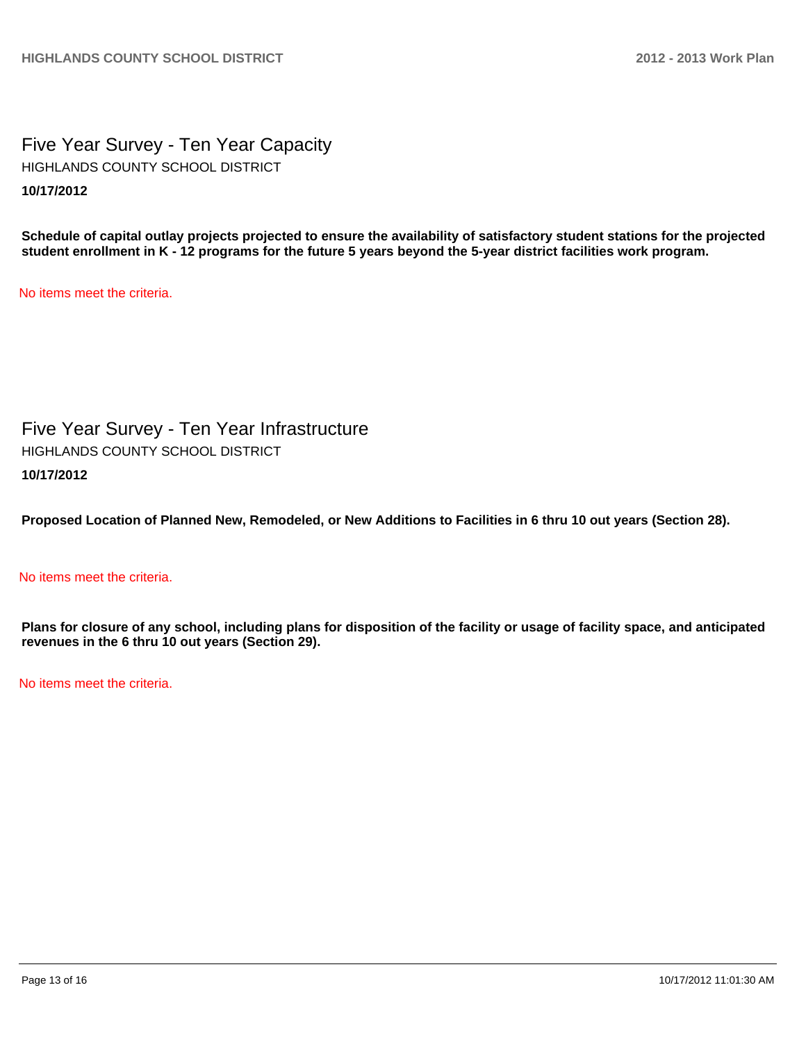# Five Year Survey - Ten Year Capacity

HIGHLANDS COUNTY SCHOOL DISTRICT

**10/17/2012**

**Schedule of capital outlay projects projected to ensure the availability of satisfactory student stations for the projected student enrollment in K - 12 programs for the future 5 years beyond the 5-year district facilities work program.**

No items meet the criteria.

# Five Year Survey - Ten Year Infrastructure

HIGHLANDS COUNTY SCHOOL DISTRICT

**10/17/2012**

**Proposed Location of Planned New, Remodeled, or New Additions to Facilities in 6 thru 10 out years (Section 28).**

No items meet the criteria.

**Plans for closure of any school, including plans for disposition of the facility or usage of facility space, and anticipated revenues in the 6 thru 10 out years (Section 29).**

No items meet the criteria.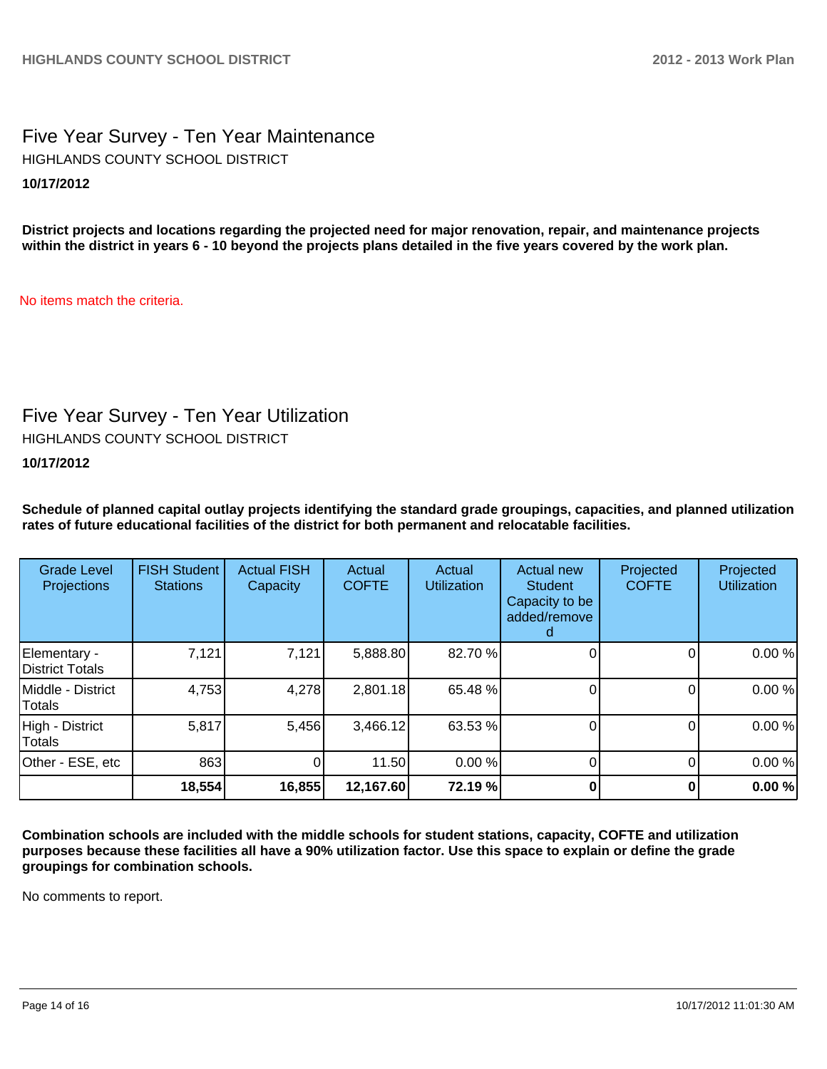## Five Year Survey - Ten Year Maintenance

HIGHLANDS COUNTY SCHOOL DISTRICT

**10/17/2012**

**District projects and locations regarding the projected need for major renovation, repair, and maintenance projects within the district in years 6 - 10 beyond the projects plans detailed in the five years covered by the work plan.**

No items match the criteria.

## Five Year Survey - Ten Year Utilization

HIGHLANDS COUNTY SCHOOL DISTRICT

**10/17/2012**

**Schedule of planned capital outlay projects identifying the standard grade groupings, capacities, and planned utilization rates of future educational facilities of the district for both permanent and relocatable facilities.**

| Grade Level Projections | FISH Student Stations | Actual FISH Capacity | Actual COFTE | Actual Utilization | Actual new Student Capacity to be added/removed | Projected COFTE | Projected Utilization |
|---|---|---|---|---|---|---|---|
| Elementary - District Totals | 7,121 | 7,121 | 5,888.80 | 82.70 % | 0 | 0 | 0.00 % |
| Middle - District Totals | 4,753 | 4,278 | 2,801.18 | 65.48 % | 0 | 0 | 0.00 % |
| High - District Totals | 5,817 | 5,456 | 3,466.12 | 63.53 % | 0 | 0 | 0.00 % |
| Other - ESE, etc | 863 | 0 | 11.50 | 0.00 % | 0 | 0 | 0.00 % |
| | **18,554** | **16,855** | **12,167.60** | **72.19 %** | **0** | **0** | **0.00 %** |

**Combination schools are included with the middle schools for student stations, capacity, COFTE and utilization purposes because these facilities all have a 90% utilization factor. Use this space to explain or define the grade groupings for combination schools.**

No comments to report.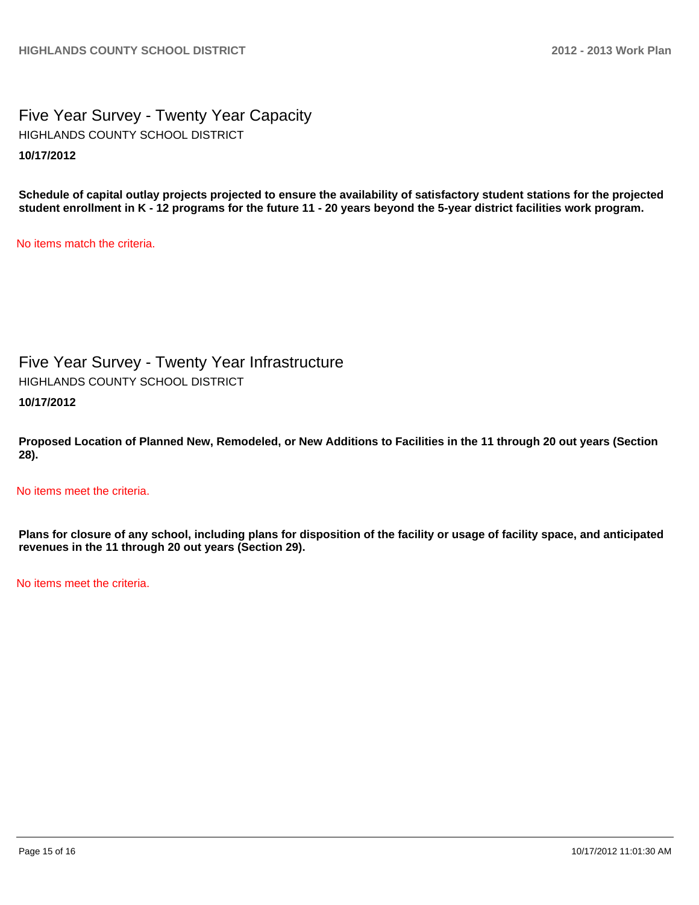# Five Year Survey - Twenty Year Capacity

HIGHLANDS COUNTY SCHOOL DISTRICT

**10/17/2012**

**Schedule of capital outlay projects projected to ensure the availability of satisfactory student stations for the projected student enrollment in K - 12 programs for the future 11 - 20 years beyond the 5-year district facilities work program.**

No items match the criteria.

# Five Year Survey - Twenty Year Infrastructure

HIGHLANDS COUNTY SCHOOL DISTRICT

**10/17/2012**

**Proposed Location of Planned New, Remodeled, or New Additions to Facilities in the 11 through 20 out years (Section 28).**

No items meet the criteria.

**Plans for closure of any school, including plans for disposition of the facility or usage of facility space, and anticipated revenues in the 11 through 20 out years (Section 29).**

No items meet the criteria.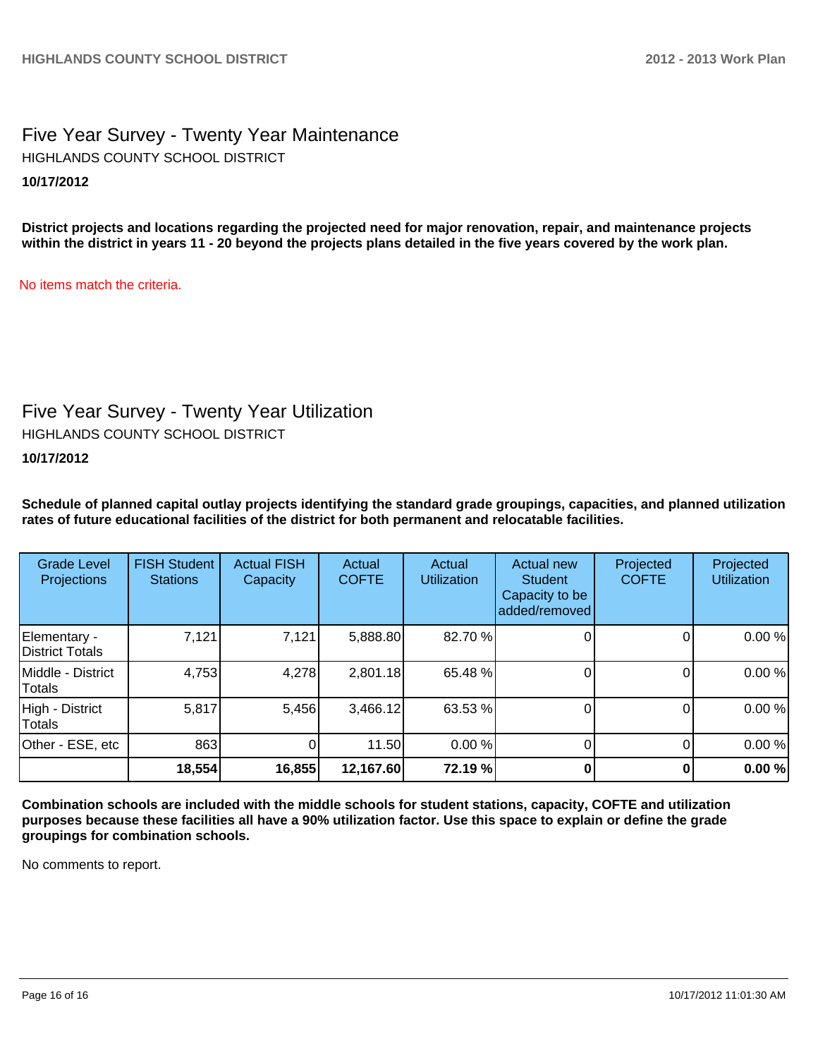# Five Year Survey - Twenty Year Maintenance

HIGHLANDS COUNTY SCHOOL DISTRICT

**10/17/2012**

**District projects and locations regarding the projected need for major renovation, repair, and maintenance projects within the district in years 11 - 20 beyond the projects plans detailed in the five years covered by the work plan.**

No items match the criteria.

# Five Year Survey - Twenty Year Utilization

HIGHLANDS COUNTY SCHOOL DISTRICT

**10/17/2012**

**Schedule of planned capital outlay projects identifying the standard grade groupings, capacities, and planned utilization rates of future educational facilities of the district for both permanent and relocatable facilities.**

| Grade Level Projections | FISH Student Stations | Actual FISH Capacity | Actual COFTE | Actual Utilization | Actual new Student Capacity to be added/removed | Projected COFTE | Projected Utilization |
|---|---|---|---|---|---|---|---|
| Elementary - District Totals | 7,121 | 7,121 | 5,888.80 | 82.70 % | 0 | 0 | 0.00 % |
| Middle - District Totals | 4,753 | 4,278 | 2,801.18 | 65.48 % | 0 | 0 | 0.00 % |
| High - District Totals | 5,817 | 5,456 | 3,466.12 | 63.53 % | 0 | 0 | 0.00 % |
| Other - ESE, etc | 863 | 0 | 11.50 | 0.00 % | 0 | 0 | 0.00 % |
| | **18,554** | **16,855** | **12,167.60** | **72.19 %** | **0** | **0** | **0.00 %** |

**Combination schools are included with the middle schools for student stations, capacity, COFTE and utilization purposes because these facilities all have a 90% utilization factor. Use this space to explain or define the grade groupings for combination schools.**

No comments to report.